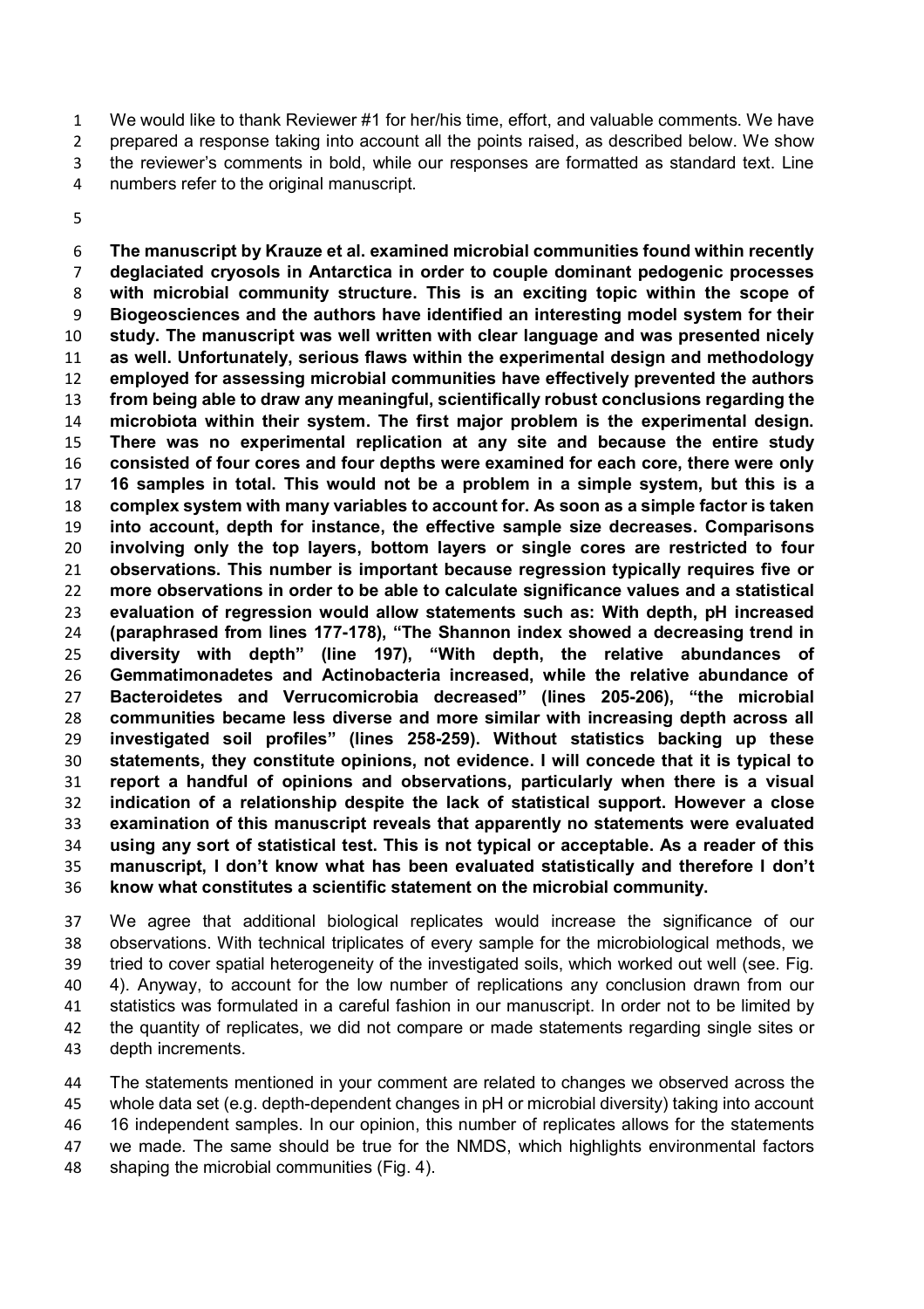We would like to thank Reviewer #1 for her/his time, effort, and valuable comments. We have prepared a response taking into account all the points raised, as described below. We show the reviewer's comments in bold, while our responses are formatted as standard text. Line numbers refer to the original manuscript.

**The manuscript by Krauze et al. examined microbial communities found within recently deglaciated cryosols in Antarctica in order to couple dominant pedogenic processes with microbial community structure. This is an exciting topic within the scope of Biogeosciences and the authors have identified an interesting model system for their study. The manuscript was well written with clear language and was presented nicely as well. Unfortunately, serious flaws within the experimental design and methodology employed for assessing microbial communities have effectively prevented the authors from being able to draw any meaningful, scientifically robust conclusions regarding the microbiota within their system. The first major problem is the experimental design. There was no experimental replication at any site and because the entire study consisted of four cores and four depths were examined for each core, there were only 16 samples in total. This would not be a problem in a simple system, but this is a complex system with many variables to account for. As soon as a simple factor is taken into account, depth for instance, the effective sample size decreases. Comparisons involving only the top layers, bottom layers or single cores are restricted to four observations. This number is important because regression typically requires five or more observations in order to be able to calculate significance values and a statistical evaluation of regression would allow statements such as: With depth, pH increased (paraphrased from lines 177-178), "The Shannon index showed a decreasing trend in diversity with depth" (line 197), "With depth, the relative abundances of Gemmatimonadetes and Actinobacteria increased, while the relative abundance of Bacteroidetes and Verrucomicrobia decreased" (lines 205-206), "the microbial communities became less diverse and more similar with increasing depth across all investigated soil profiles" (lines 258-259). Without statistics backing up these statements, they constitute opinions, not evidence. I will concede that it is typical to report a handful of opinions and observations, particularly when there is a visual indication of a relationship despite the lack of statistical support. However a close examination of this manuscript reveals that apparently no statements were evaluated using any sort of statistical test. This is not typical or acceptable. As a reader of this manuscript, I don't know what has been evaluated statistically and therefore I don't know what constitutes a scientific statement on the microbial community.**

We agree that additional biological replicates would increase the significance of our observations. With technical triplicates of every sample for the microbiological methods, we tried to cover spatial heterogeneity of the investigated soils, which worked out well (see. Fig. 4). Anyway, to account for the low number of replications any conclusion drawn from our statistics was formulated in a careful fashion in our manuscript. In order not to be limited by the quantity of replicates, we did not compare or made statements regarding single sites or depth increments.

The statements mentioned in your comment are related to changes we observed across the whole data set (e.g. depth-dependent changes in pH or microbial diversity) taking into account 16 independent samples. In our opinion, this number of replicates allows for the statements we made. The same should be true for the NMDS, which highlights environmental factors shaping the microbial communities (Fig. 4).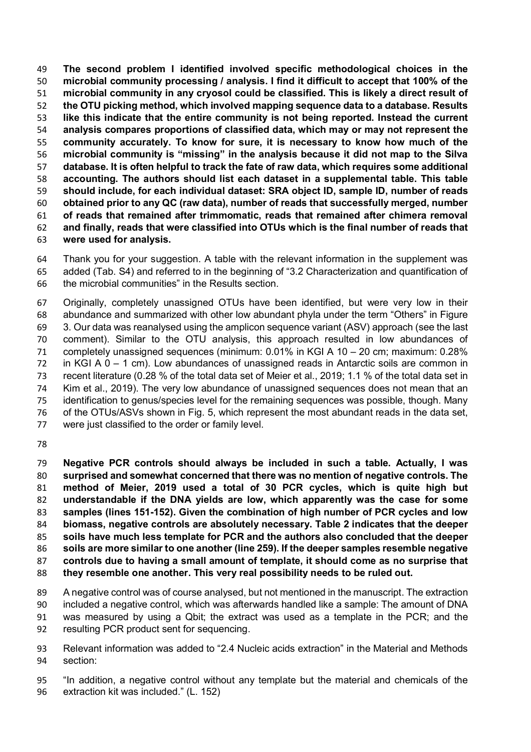**The second problem I identified involved specific methodological choices in the microbial community processing / analysis. I find it difficult to accept that 100% of the microbial community in any cryosol could be classified. This is likely a direct result of the OTU picking method, which involved mapping sequence data to a database. Results like this indicate that the entire community is not being reported. Instead the current analysis compares proportions of classified data, which may or may not represent the community accurately. To know for sure, it is necessary to know how much of the microbial community is "missing" in the analysis because it did not map to the Silva database. It is often helpful to track the fate of raw data, which requires some additional accounting. The authors should list each dataset in a supplemental table. This table should include, for each individual dataset: SRA object ID, sample ID, number of reads obtained prior to any QC (raw data), number of reads that successfully merged, number of reads that remained after trimmomatic, reads that remained after chimera removal and finally, reads that were classified into OTUs which is the final number of reads that were used for analysis.**

Thank you for your suggestion. A table with the relevant information in the supplement was added (Tab. S4) and referred to in the beginning of "3.2 Characterization and quantification of the microbial communities" in the Results section.

Originally, completely unassigned OTUs have been identified, but were very low in their abundance and summarized with other low abundant phyla under the term "Others" in Figure 3. Our data was reanalysed using the amplicon sequence variant (ASV) approach (see the last comment). Similar to the OTU analysis, this approach resulted in low abundances of completely unassigned sequences (minimum: 0.01% in KGI A 10 – 20 cm; maximum: 0.28% in KGI A 0 – 1 cm). Low abundances of unassigned reads in Antarctic soils are common in recent literature (0.28 % of the total data set of Meier et al., 2019; 1.1 % of the total data set in Kim et al., 2019). The very low abundance of unassigned sequences does not mean that an identification to genus/species level for the remaining sequences was possible, though. Many of the OTUs/ASVs shown in Fig. 5, which represent the most abundant reads in the data set, were just classified to the order or family level.

**Negative PCR controls should always be included in such a table. Actually, I was surprised and somewhat concerned that there was no mention of negative controls. The method of Meier, 2019 used a total of 30 PCR cycles, which is quite high but understandable if the DNA yields are low, which apparently was the case for some samples (lines 151-152). Given the combination of high number of PCR cycles and low biomass, negative controls are absolutely necessary. Table 2 indicates that the deeper soils have much less template for PCR and the authors also concluded that the deeper soils are more similar to one another (line 259). If the deeper samples resemble negative controls due to having a small amount of template, it should come as no surprise that they resemble one another. This very real possibility needs to be ruled out.**

A negative control was of course analysed, but not mentioned in the manuscript. The extraction included a negative control, which was afterwards handled like a sample: The amount of DNA was measured by using a Qbit; the extract was used as a template in the PCR; and the resulting PCR product sent for sequencing.

Relevant information was added to "2.4 Nucleic acids extraction" in the Material and Methods section:

"In addition, a negative control without any template but the material and chemicals of the extraction kit was included." (L. 152)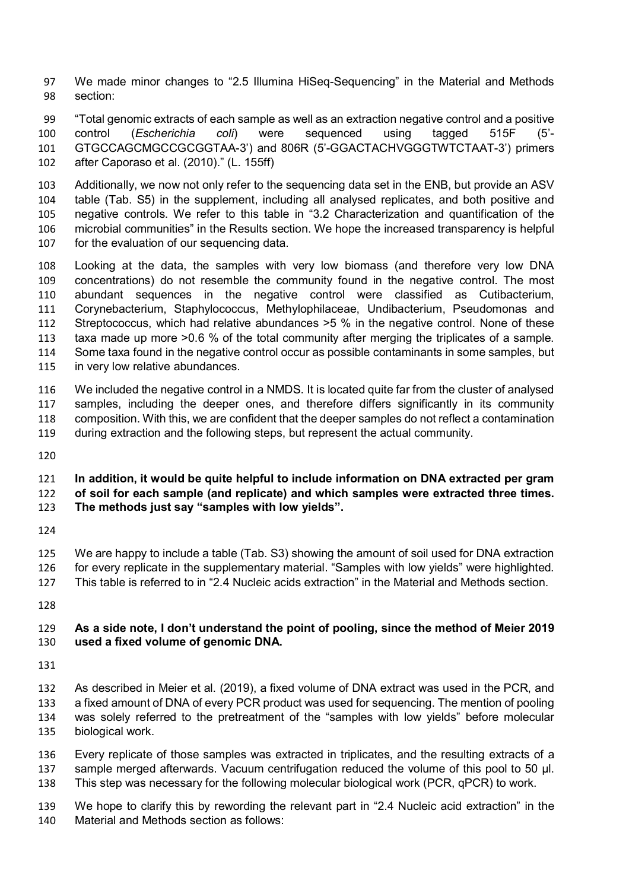We made minor changes to "2.5 Illumina HiSeq-Sequencing" in the Material and Methods section:

"Total genomic extracts of each sample as well as an extraction negative control and a positive control (*Escherichia coli*) were sequenced using tagged 515F (5'-GTGCCAGCMGCCGCGGTAA-3') and 806R (5'-GGACTACHVGGGTWTCTAAT-3') primers after Caporaso et al. (2010)." (L. 155ff)

Additionally, we now not only refer to the sequencing data set in the ENB, but provide an ASV table (Tab. S5) in the supplement, including all analysed replicates, and both positive and negative controls. We refer to this table in "3.2 Characterization and quantification of the microbial communities" in the Results section. We hope the increased transparency is helpful for the evaluation of our sequencing data.

Looking at the data, the samples with very low biomass (and therefore very low DNA concentrations) do not resemble the community found in the negative control. The most abundant sequences in the negative control were classified as Cutibacterium, Corynebacterium, Staphylococcus, Methylophilaceae, Undibacterium, Pseudomonas and Streptococcus, which had relative abundances >5 % in the negative control. None of these taxa made up more >0.6 % of the total community after merging the triplicates of a sample. Some taxa found in the negative control occur as possible contaminants in some samples, but in very low relative abundances.

We included the negative control in a NMDS. It is located quite far from the cluster of analysed samples, including the deeper ones, and therefore differs significantly in its community composition. With this, we are confident that the deeper samples do not reflect a contamination during extraction and the following steps, but represent the actual community.

**In addition, it would be quite helpful to include information on DNA extracted per gram of soil for each sample (and replicate) and which samples were extracted three times. The methods just say "samples with low yields".**

We are happy to include a table (Tab. S3) showing the amount of soil used for DNA extraction for every replicate in the supplementary material. "Samples with low yields" were highlighted. This table is referred to in "2.4 Nucleic acids extraction" in the Material and Methods section.

**As a side note, I don't understand the point of pooling, since the method of Meier 2019 used a fixed volume of genomic DNA.**

As described in Meier et al. (2019), a fixed volume of DNA extract was used in the PCR, and a fixed amount of DNA of every PCR product was used for sequencing. The mention of pooling was solely referred to the pretreatment of the "samples with low yields" before molecular biological work.

Every replicate of those samples was extracted in triplicates, and the resulting extracts of a sample merged afterwards. Vacuum centrifugation reduced the volume of this pool to 50 µl. This step was necessary for the following molecular biological work (PCR, qPCR) to work.

We hope to clarify this by rewording the relevant part in "2.4 Nucleic acid extraction" in the Material and Methods section as follows: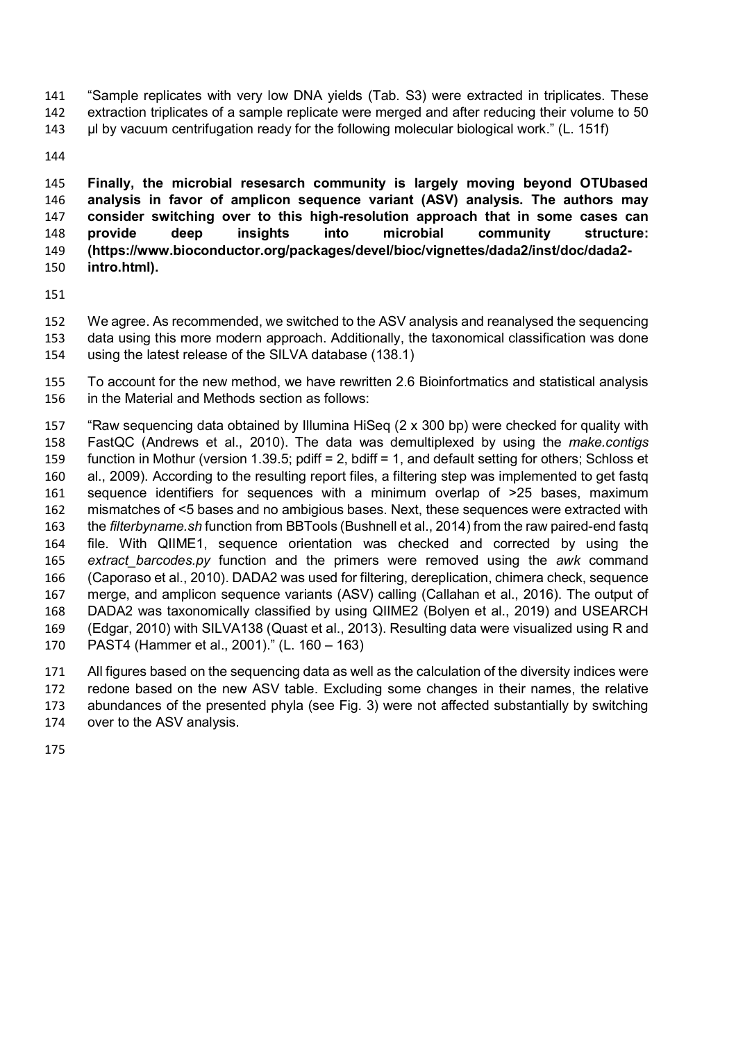"Sample replicates with very low DNA yields (Tab. S3) were extracted in triplicates. These extraction triplicates of a sample replicate were merged and after reducing their volume to 50 µl by vacuum centrifugation ready for the following molecular biological work." (L. 151f)

**Finally, the microbial resesarch community is largely moving beyond OTUbased analysis in favor of amplicon sequence variant (ASV) analysis. The authors may consider switching over to this high-resolution approach that in some cases can provide deep insights into microbial community structure: (https://www.bioconductor.org/packages/devel/bioc/vignettes/dada2/inst/doc/dada2-intro.html).**

We agree. As recommended, we switched to the ASV analysis and reanalysed the sequencing data using this more modern approach. Additionally, the taxonomical classification was done using the latest release of the SILVA database (138.1)

To account for the new method, we have rewritten 2.6 Bioinfortmatics and statistical analysis in the Material and Methods section as follows:

"Raw sequencing data obtained by Illumina HiSeq (2 x 300 bp) were checked for quality with FastQC (Andrews et al., 2010). The data was demultiplexed by using the *make.contigs* function in Mothur (version 1.39.5; pdiff = 2, bdiff = 1, and default setting for others; Schloss et al., 2009). According to the resulting report files, a filtering step was implemented to get fastq sequence identifiers for sequences with a minimum overlap of >25 bases, maximum mismatches of <5 bases and no ambigious bases. Next, these sequences were extracted with the *filterbyname.sh* function from BBTools (Bushnell et al., 2014) from the raw paired-end fastq file. With QIIME1, sequence orientation was checked and corrected by using the *extract_barcodes.py* function and the primers were removed using the *awk* command (Caporaso et al., 2010). DADA2 was used for filtering, dereplication, chimera check, sequence merge, and amplicon sequence variants (ASV) calling (Callahan et al., 2016). The output of DADA2 was taxonomically classified by using QIIME2 (Bolyen et al., 2019) and USEARCH (Edgar, 2010) with SILVA138 (Quast et al., 2013). Resulting data were visualized using R and PAST4 (Hammer et al., 2001)." (L. 160 – 163)

All figures based on the sequencing data as well as the calculation of the diversity indices were redone based on the new ASV table. Excluding some changes in their names, the relative abundances of the presented phyla (see Fig. 3) were not affected substantially by switching over to the ASV analysis.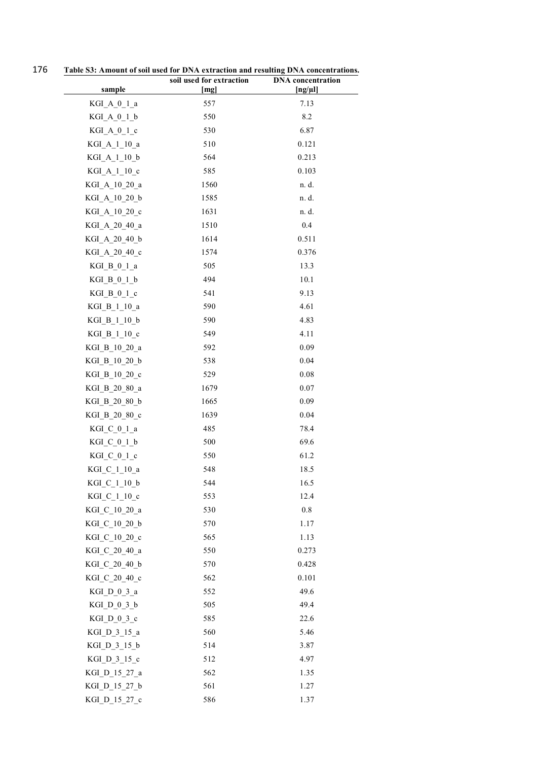**Table S3: Amount of soil used for DNA extraction and resulting DNA concentrations.**

| sample | soil used for extraction [mg] | DNA concentration [ng/µl] |
|---|---|---|
| KGI_A_0_1_a | 557 | 7.13 |
| KGI_A_0_1_b | 550 | 8.2 |
| KGI_A_0_1_c | 530 | 6.87 |
| KGI_A_1_10_a | 510 | 0.121 |
| KGI_A_1_10_b | 564 | 0.213 |
| KGI_A_1_10_c | 585 | 0.103 |
| KGI_A_10_20_a | 1560 | n. d. |
| KGI_A_10_20_b | 1585 | n. d. |
| KGI_A_10_20_c | 1631 | n. d. |
| KGI_A_20_40_a | 1510 | 0.4 |
| KGI_A_20_40_b | 1614 | 0.511 |
| KGI_A_20_40_c | 1574 | 0.376 |
| KGI_B_0_1_a | 505 | 13.3 |
| KGI_B_0_1_b | 494 | 10.1 |
| KGI_B_0_1_c | 541 | 9.13 |
| KGI_B_1_10_a | 590 | 4.61 |
| KGI_B_1_10_b | 590 | 4.83 |
| KGI_B_1_10_c | 549 | 4.11 |
| KGI_B_10_20_a | 592 | 0.09 |
| KGI_B_10_20_b | 538 | 0.04 |
| KGI_B_10_20_c | 529 | 0.08 |
| KGI_B_20_80_a | 1679 | 0.07 |
| KGI_B_20_80_b | 1665 | 0.09 |
| KGI_B_20_80_c | 1639 | 0.04 |
| KGI_C_0_1_a | 485 | 78.4 |
| KGI_C_0_1_b | 500 | 69.6 |
| KGI_C_0_1_c | 550 | 61.2 |
| KGI_C_1_10_a | 548 | 18.5 |
| KGI_C_1_10_b | 544 | 16.5 |
| KGI_C_1_10_c | 553 | 12.4 |
| KGI_C_10_20_a | 530 | 0.8 |
| KGI_C_10_20_b | 570 | 1.17 |
| KGI_C_10_20_c | 565 | 1.13 |
| KGI_C_20_40_a | 550 | 0.273 |
| KGI_C_20_40_b | 570 | 0.428 |
| KGI_C_20_40_c | 562 | 0.101 |
| KGI_D_0_3_a | 552 | 49.6 |
| KGI_D_0_3_b | 505 | 49.4 |
| KGI_D_0_3_c | 585 | 22.6 |
| KGI_D_3_15_a | 560 | 5.46 |
| KGI_D_3_15_b | 514 | 3.87 |
| KGI_D_3_15_c | 512 | 4.97 |
| KGI_D_15_27_a | 562 | 1.35 |
| KGI_D_15_27_b | 561 | 1.27 |
| KGI_D_15_27_c | 586 | 1.37 |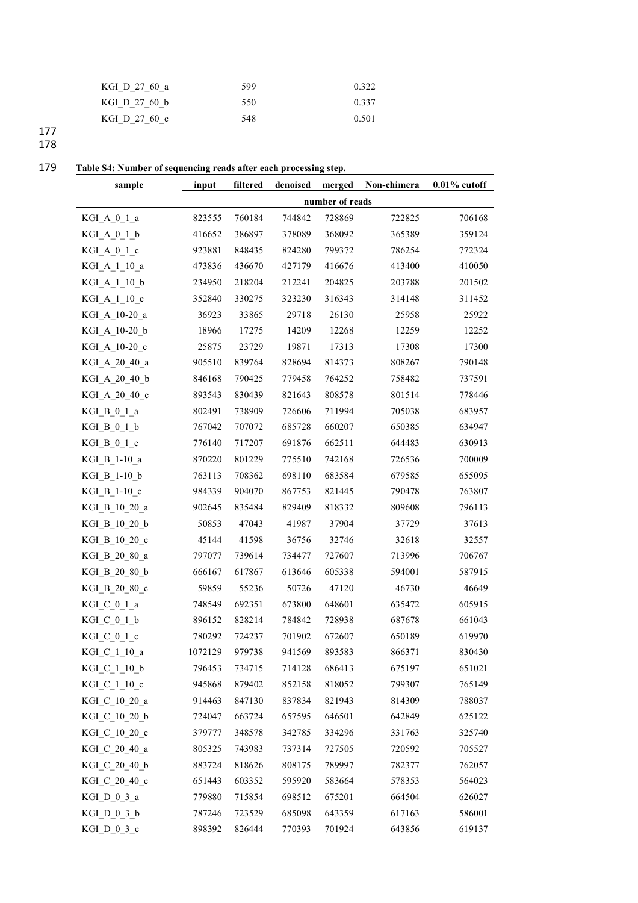| KGI_D_27_60_a | 599 | 0.322 |
|---|---|---|
| KGI_D_27_60_b | 550 | 0.337 |
| KGI_D_27_60_c | 548 | 0.501 |

**Table S4: Number of sequencing reads after each processing step.**

| sample | input | filtered | denoised | merged | Non-chimera | 0.01% cutoff |
|---|---|---|---|---|---|---|
| | number of reads | | | | | |
| KGI_A_0_1_a | 823555 | 760184 | 744842 | 728869 | 722825 | 706168 |
| KGI_A_0_1_b | 416652 | 386897 | 378089 | 368092 | 365389 | 359124 |
| KGI_A_0_1_c | 923881 | 848435 | 824280 | 799372 | 786254 | 772324 |
| KGI_A_1_10_a | 473836 | 436670 | 427179 | 416676 | 413400 | 410050 |
| KGI_A_1_10_b | 234950 | 218204 | 212241 | 204825 | 203788 | 201502 |
| KGI_A_1_10_c | 352840 | 330275 | 323230 | 316343 | 314148 | 311452 |
| KGI_A_10-20_a | 36923 | 33865 | 29718 | 26130 | 25958 | 25922 |
| KGI_A_10-20_b | 18966 | 17275 | 14209 | 12268 | 12259 | 12252 |
| KGI_A_10-20_c | 25875 | 23729 | 19871 | 17313 | 17308 | 17300 |
| KGI_A_20_40_a | 905510 | 839764 | 828694 | 814373 | 808267 | 790148 |
| KGI_A_20_40_b | 846168 | 790425 | 779458 | 764252 | 758482 | 737591 |
| KGI_A_20_40_c | 893543 | 830439 | 821643 | 808578 | 801514 | 778446 |
| KGI_B_0_1_a | 802491 | 738909 | 726606 | 711994 | 705038 | 683957 |
| KGI_B_0_1_b | 767042 | 707072 | 685728 | 660207 | 650385 | 634947 |
| KGI_B_0_1_c | 776140 | 717207 | 691876 | 662511 | 644483 | 630913 |
| KGI_B_1-10_a | 870220 | 801229 | 775510 | 742168 | 726536 | 700009 |
| KGI_B_1-10_b | 763113 | 708362 | 698110 | 683584 | 679585 | 655095 |
| KGI_B_1-10_c | 984339 | 904070 | 867753 | 821445 | 790478 | 763807 |
| KGI_B_10_20_a | 902645 | 835484 | 829409 | 818332 | 809608 | 796113 |
| KGI_B_10_20_b | 50853 | 47043 | 41987 | 37904 | 37729 | 37613 |
| KGI_B_10_20_c | 45144 | 41598 | 36756 | 32746 | 32618 | 32557 |
| KGI_B_20_80_a | 797077 | 739614 | 734477 | 727607 | 713996 | 706767 |
| KGI_B_20_80_b | 666167 | 617867 | 613646 | 605338 | 594001 | 587915 |
| KGI_B_20_80_c | 59859 | 55236 | 50726 | 47120 | 46730 | 46649 |
| KGI_C_0_1_a | 748549 | 692351 | 673800 | 648601 | 635472 | 605915 |
| KGI_C_0_1_b | 896152 | 828214 | 784842 | 728938 | 687678 | 661043 |
| KGI_C_0_1_c | 780292 | 724237 | 701902 | 672607 | 650189 | 619970 |
| KGI_C_1_10_a | 1072129 | 979738 | 941569 | 893583 | 866371 | 830430 |
| KGI_C_1_10_b | 796453 | 734715 | 714128 | 686413 | 675197 | 651021 |
| KGI_C_1_10_c | 945868 | 879402 | 852158 | 818052 | 799307 | 765149 |
| KGI_C_10_20_a | 914463 | 847130 | 837834 | 821943 | 814309 | 788037 |
| KGI_C_10_20_b | 724047 | 663724 | 657595 | 646501 | 642849 | 625122 |
| KGI_C_10_20_c | 379777 | 348578 | 342785 | 334296 | 331763 | 325740 |
| KGI_C_20_40_a | 805325 | 743983 | 737314 | 727505 | 720592 | 705527 |
| KGI_C_20_40_b | 883724 | 818626 | 808175 | 789997 | 782377 | 762057 |
| KGI_C_20_40_c | 651443 | 603352 | 595920 | 583664 | 578353 | 564023 |
| KGI_D_0_3_a | 779880 | 715854 | 698512 | 675201 | 664504 | 626027 |
| KGI_D_0_3_b | 787246 | 723529 | 685098 | 643359 | 617163 | 586001 |
| KGI_D_0_3_c | 898392 | 826444 | 770393 | 701924 | 643856 | 619137 |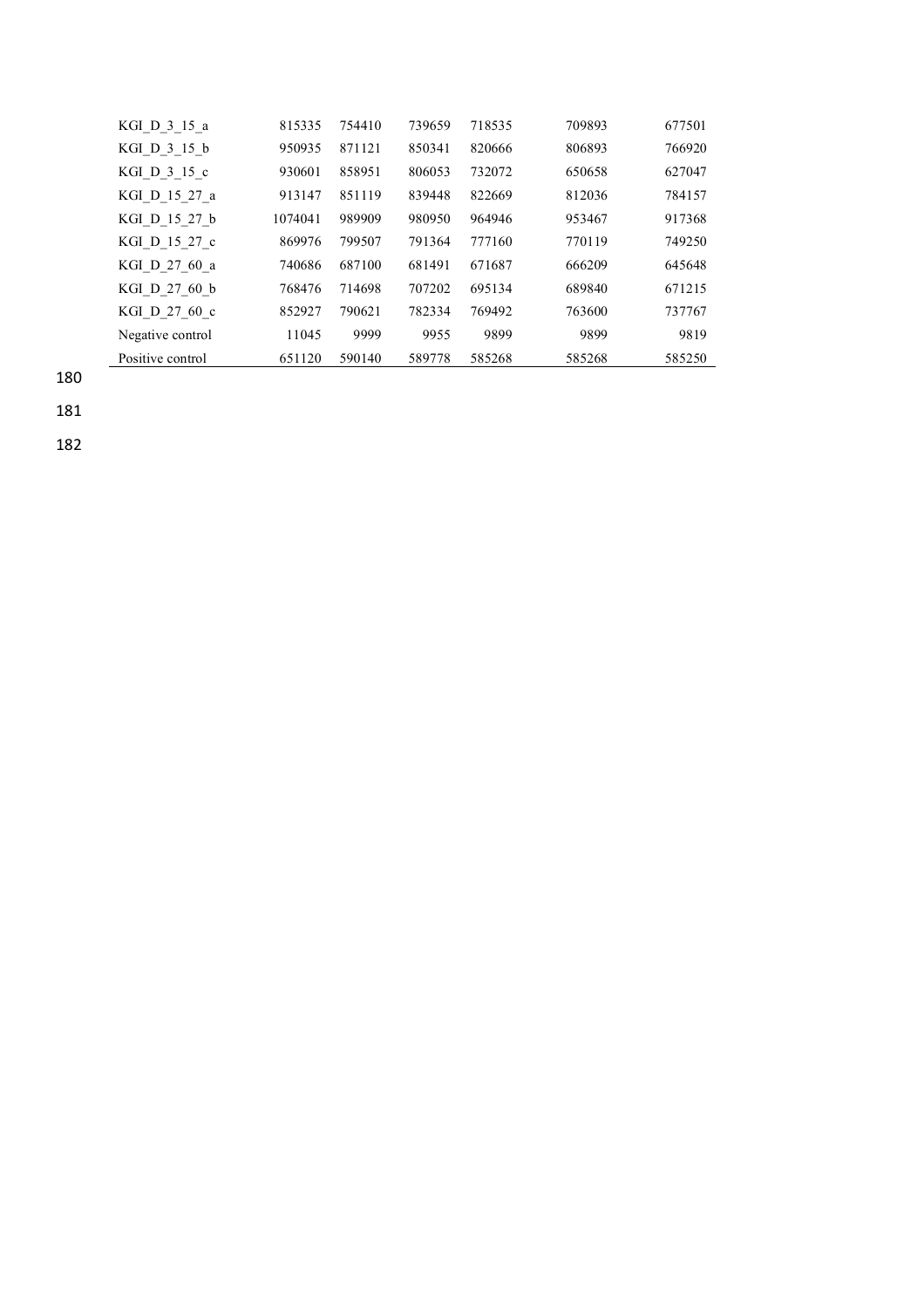| | | | | | | |
|---|---|---|---|---|---|---|
| KGI_D_3_15_a | 815335 | 754410 | 739659 | 718535 | 709893 | 677501 |
| KGI_D_3_15_b | 950935 | 871121 | 850341 | 820666 | 806893 | 766920 |
| KGI_D_3_15_c | 930601 | 858951 | 806053 | 732072 | 650658 | 627047 |
| KGI_D_15_27_a | 913147 | 851119 | 839448 | 822669 | 812036 | 784157 |
| KGI_D_15_27_b | 1074041 | 989909 | 980950 | 964946 | 953467 | 917368 |
| KGI_D_15_27_c | 869976 | 799507 | 791364 | 777160 | 770119 | 749250 |
| KGI_D_27_60_a | 740686 | 687100 | 681491 | 671687 | 666209 | 645648 |
| KGI_D_27_60_b | 768476 | 714698 | 707202 | 695134 | 689840 | 671215 |
| KGI_D_27_60_c | 852927 | 790621 | 782334 | 769492 | 763600 | 737767 |
| Negative control | 11045 | 9999 | 9955 | 9899 | 9899 | 9819 |
| Positive control | 651120 | 590140 | 589778 | 585268 | 585268 | 585250 |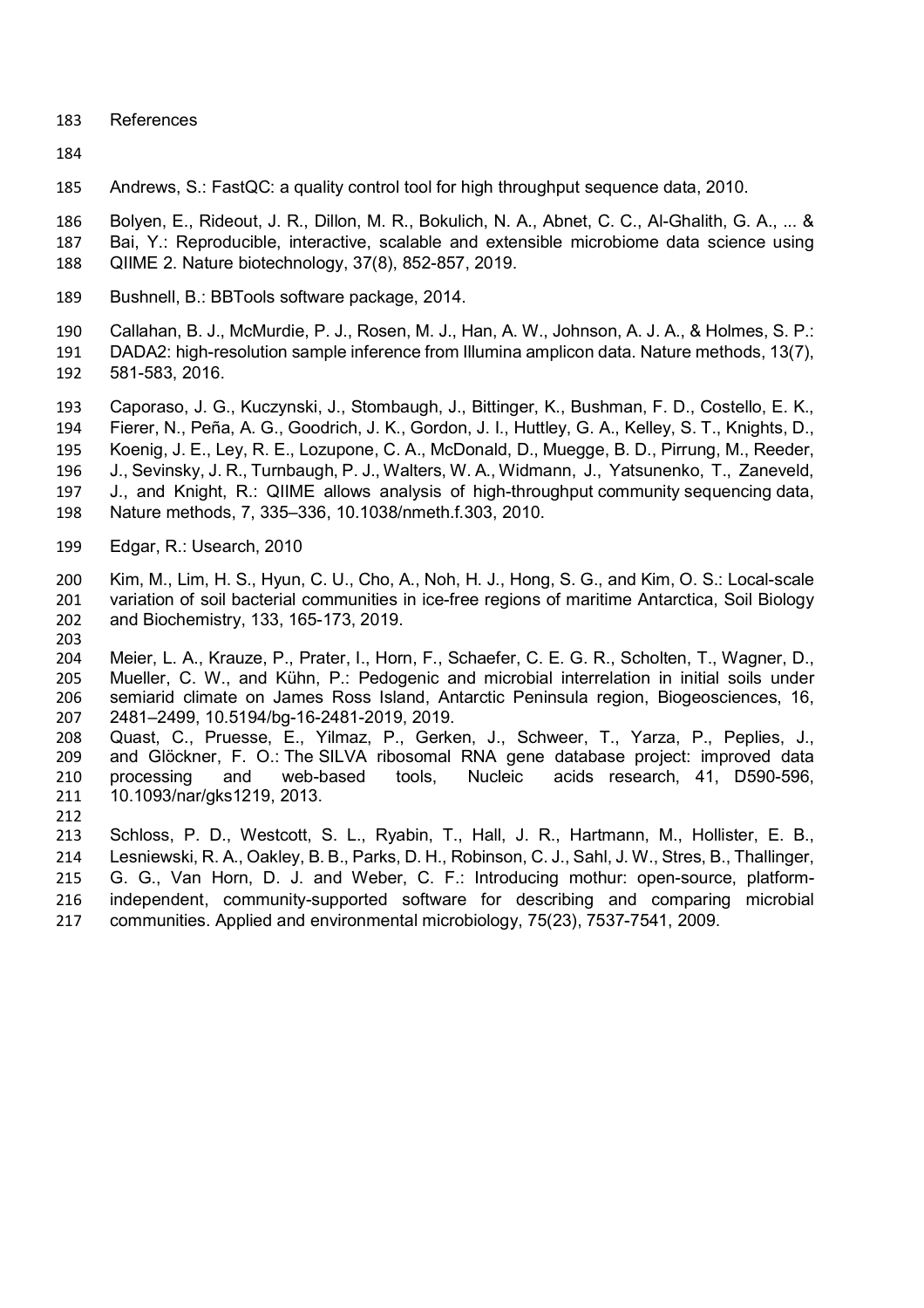# References

Andrews, S.: FastQC: a quality control tool for high throughput sequence data, 2010.

Bolyen, E., Rideout, J. R., Dillon, M. R., Bokulich, N. A., Abnet, C. C., Al-Ghalith, G. A., ... & Bai, Y.: Reproducible, interactive, scalable and extensible microbiome data science using QIIME 2. Nature biotechnology, 37(8), 852-857, 2019.

Bushnell, B.: BBTools software package, 2014.

Callahan, B. J., McMurdie, P. J., Rosen, M. J., Han, A. W., Johnson, A. J. A., & Holmes, S. P.: DADA2: high-resolution sample inference from Illumina amplicon data. Nature methods, 13(7), 581-583, 2016.

Caporaso, J. G., Kuczynski, J., Stombaugh, J., Bittinger, K., Bushman, F. D., Costello, E. K., Fierer, N., Peña, A. G., Goodrich, J. K., Gordon, J. I., Huttley, G. A., Kelley, S. T., Knights, D., Koenig, J. E., Ley, R. E., Lozupone, C. A., McDonald, D., Muegge, B. D., Pirrung, M., Reeder, J., Sevinsky, J. R., Turnbaugh, P. J., Walters, W. A., Widmann, J., Yatsunenko, T., Zaneveld, J., and Knight, R.: QIIME allows analysis of high-throughput community sequencing data, Nature methods, 7, 335–336, 10.1038/nmeth.f.303, 2010.

Edgar, R.: Usearch, 2010

Kim, M., Lim, H. S., Hyun, C. U., Cho, A., Noh, H. J., Hong, S. G., and Kim, O. S.: Local-scale variation of soil bacterial communities in ice-free regions of maritime Antarctica, Soil Biology and Biochemistry, 133, 165-173, 2019.

Meier, L. A., Krauze, P., Prater, I., Horn, F., Schaefer, C. E. G. R., Scholten, T., Wagner, D., Mueller, C. W., and Kühn, P.: Pedogenic and microbial interrelation in initial soils under semiarid climate on James Ross Island, Antarctic Peninsula region, Biogeosciences, 16, 2481–2499, 10.5194/bg-16-2481-2019, 2019.

Quast, C., Pruesse, E., Yilmaz, P., Gerken, J., Schweer, T., Yarza, P., Peplies, J., and Glöckner, F. O.: The SILVA ribosomal RNA gene database project: improved data processing and web-based tools, Nucleic acids research, 41, D590-596, 10.1093/nar/gks1219, 2013.

Schloss, P. D., Westcott, S. L., Ryabin, T., Hall, J. R., Hartmann, M., Hollister, E. B., Lesniewski, R. A., Oakley, B. B., Parks, D. H., Robinson, C. J., Sahl, J. W., Stres, B., Thallinger, G. G., Van Horn, D. J. and Weber, C. F.: Introducing mothur: open-source, platform-independent, community-supported software for describing and comparing microbial communities. Applied and environmental microbiology, 75(23), 7537-7541, 2009.